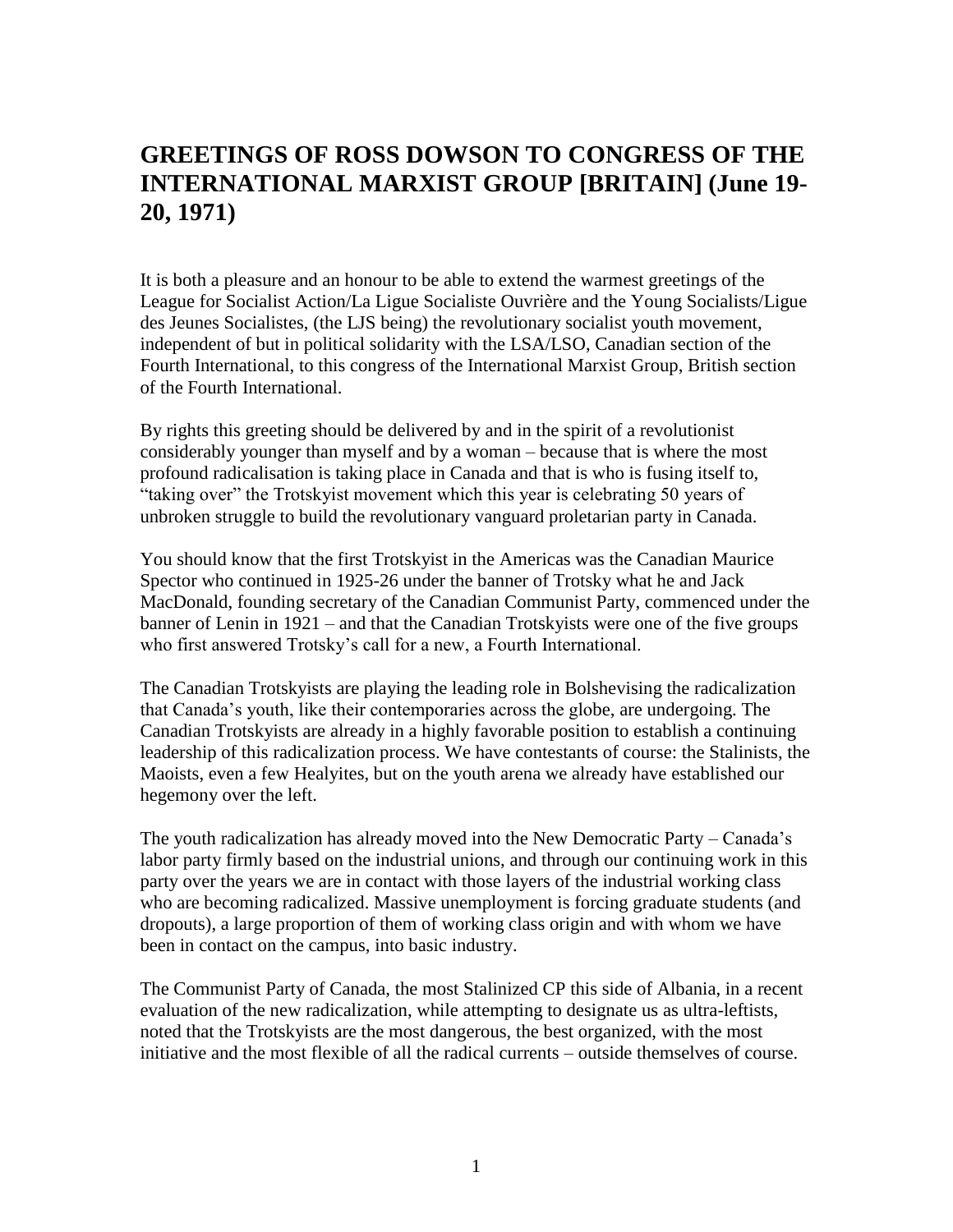# GREETINGS OF ROSS DOWSON TO CONGRESS OF THE INTERNATIONAL MARXIST GROUP [BRITAIN] (June 19-20, 1971)

It is both a pleasure and an honour to be able to extend the warmest greetings of the League for Socialist Action/La Ligue Socialiste Ouvrière and the Young Socialists/Ligue des Jeunes Socialistes, (the LJS being) the revolutionary socialist youth movement, independent of but in political solidarity with the LSA/LSO, Canadian section of the Fourth International, to this congress of the International Marxist Group, British section of the Fourth International.

By rights this greeting should be delivered by and in the spirit of a revolutionist considerably younger than myself and by a woman – because that is where the most profound radicalisation is taking place in Canada and that is who is fusing itself to, "taking over" the Trotskyist movement which this year is celebrating 50 years of unbroken struggle to build the revolutionary vanguard proletarian party in Canada.

You should know that the first Trotskyist in the Americas was the Canadian Maurice Spector who continued in 1925-26 under the banner of Trotsky what he and Jack MacDonald, founding secretary of the Canadian Communist Party, commenced under the banner of Lenin in 1921 – and that the Canadian Trotskyists were one of the five groups who first answered Trotsky's call for a new, a Fourth International.

The Canadian Trotskyists are playing the leading role in Bolshevising the radicalization that Canada's youth, like their contemporaries across the globe, are undergoing. The Canadian Trotskyists are already in a highly favorable position to establish a continuing leadership of this radicalization process. We have contestants of course: the Stalinists, the Maoists, even a few Healyites, but on the youth arena we already have established our hegemony over the left.

The youth radicalization has already moved into the New Democratic Party – Canada's labor party firmly based on the industrial unions, and through our continuing work in this party over the years we are in contact with those layers of the industrial working class who are becoming radicalized. Massive unemployment is forcing graduate students (and dropouts), a large proportion of them of working class origin and with whom we have been in contact on the campus, into basic industry.

The Communist Party of Canada, the most Stalinized CP this side of Albania, in a recent evaluation of the new radicalization, while attempting to designate us as ultra-leftists, noted that the Trotskyists are the most dangerous, the best organized, with the most initiative and the most flexible of all the radical currents – outside themselves of course.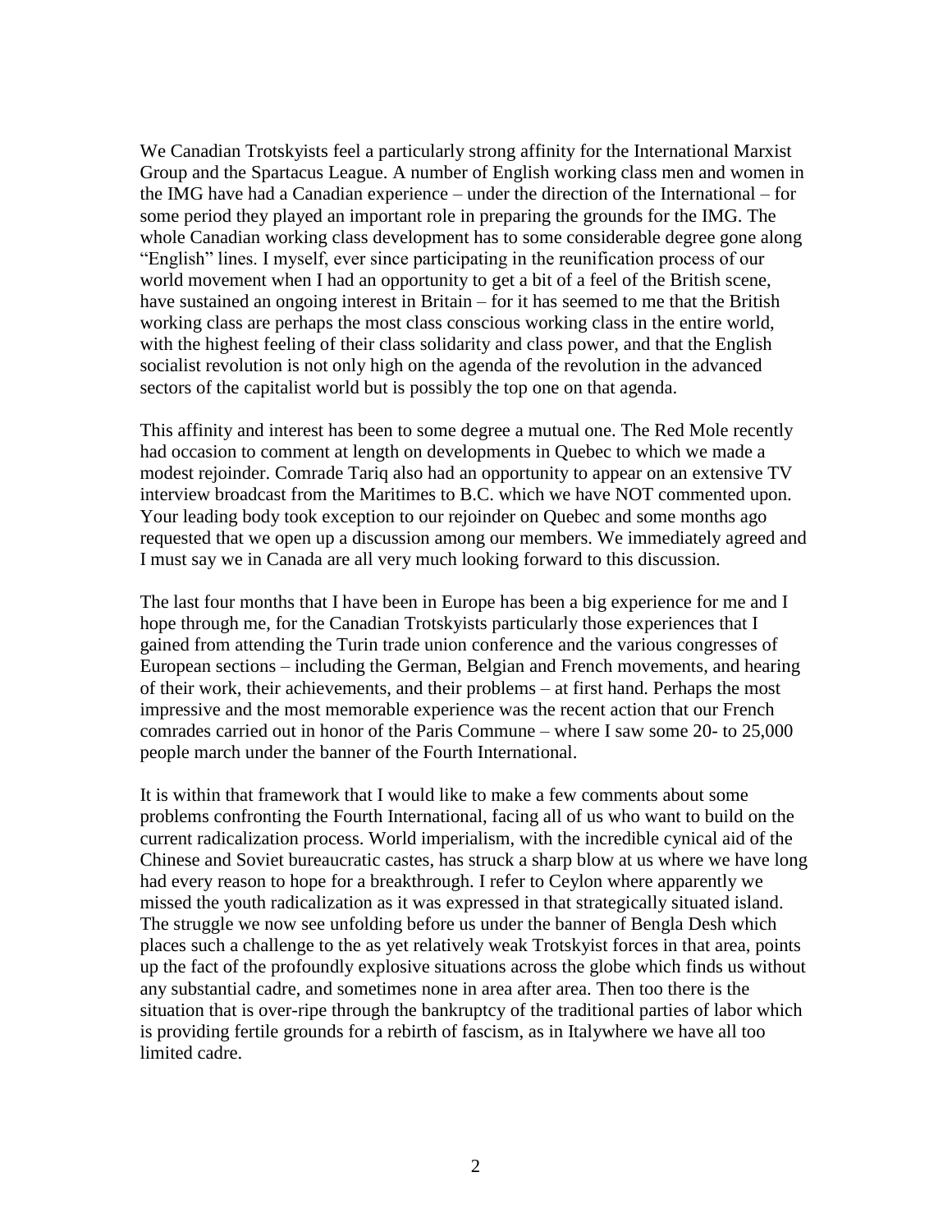We Canadian Trotskyists feel a particularly strong affinity for the International Marxist Group and the Spartacus League. A number of English working class men and women in the IMG have had a Canadian experience – under the direction of the International – for some period they played an important role in preparing the grounds for the IMG. The whole Canadian working class development has to some considerable degree gone along "English" lines. I myself, ever since participating in the reunification process of our world movement when I had an opportunity to get a bit of a feel of the British scene, have sustained an ongoing interest in Britain – for it has seemed to me that the British working class are perhaps the most class conscious working class in the entire world, with the highest feeling of their class solidarity and class power, and that the English socialist revolution is not only high on the agenda of the revolution in the advanced sectors of the capitalist world but is possibly the top one on that agenda.

This affinity and interest has been to some degree a mutual one. The Red Mole recently had occasion to comment at length on developments in Quebec to which we made a modest rejoinder. Comrade Tariq also had an opportunity to appear on an extensive TV interview broadcast from the Maritimes to B.C. which we have NOT commented upon. Your leading body took exception to our rejoinder on Quebec and some months ago requested that we open up a discussion among our members. We immediately agreed and I must say we in Canada are all very much looking forward to this discussion.

The last four months that I have been in Europe has been a big experience for me and I hope through me, for the Canadian Trotskyists particularly those experiences that I gained from attending the Turin trade union conference and the various congresses of European sections – including the German, Belgian and French movements, and hearing of their work, their achievements, and their problems – at first hand. Perhaps the most impressive and the most memorable experience was the recent action that our French comrades carried out in honor of the Paris Commune – where I saw some 20- to 25,000 people march under the banner of the Fourth International.

It is within that framework that I would like to make a few comments about some problems confronting the Fourth International, facing all of us who want to build on the current radicalization process. World imperialism, with the incredible cynical aid of the Chinese and Soviet bureaucratic castes, has struck a sharp blow at us where we have long had every reason to hope for a breakthrough. I refer to Ceylon where apparently we missed the youth radicalization as it was expressed in that strategically situated island. The struggle we now see unfolding before us under the banner of Bengla Desh which places such a challenge to the as yet relatively weak Trotskyist forces in that area, points up the fact of the profoundly explosive situations across the globe which finds us without any substantial cadre, and sometimes none in area after area. Then too there is the situation that is over-ripe through the bankruptcy of the traditional parties of labor which is providing fertile grounds for a rebirth of fascism, as in Italywhere we have all too limited cadre.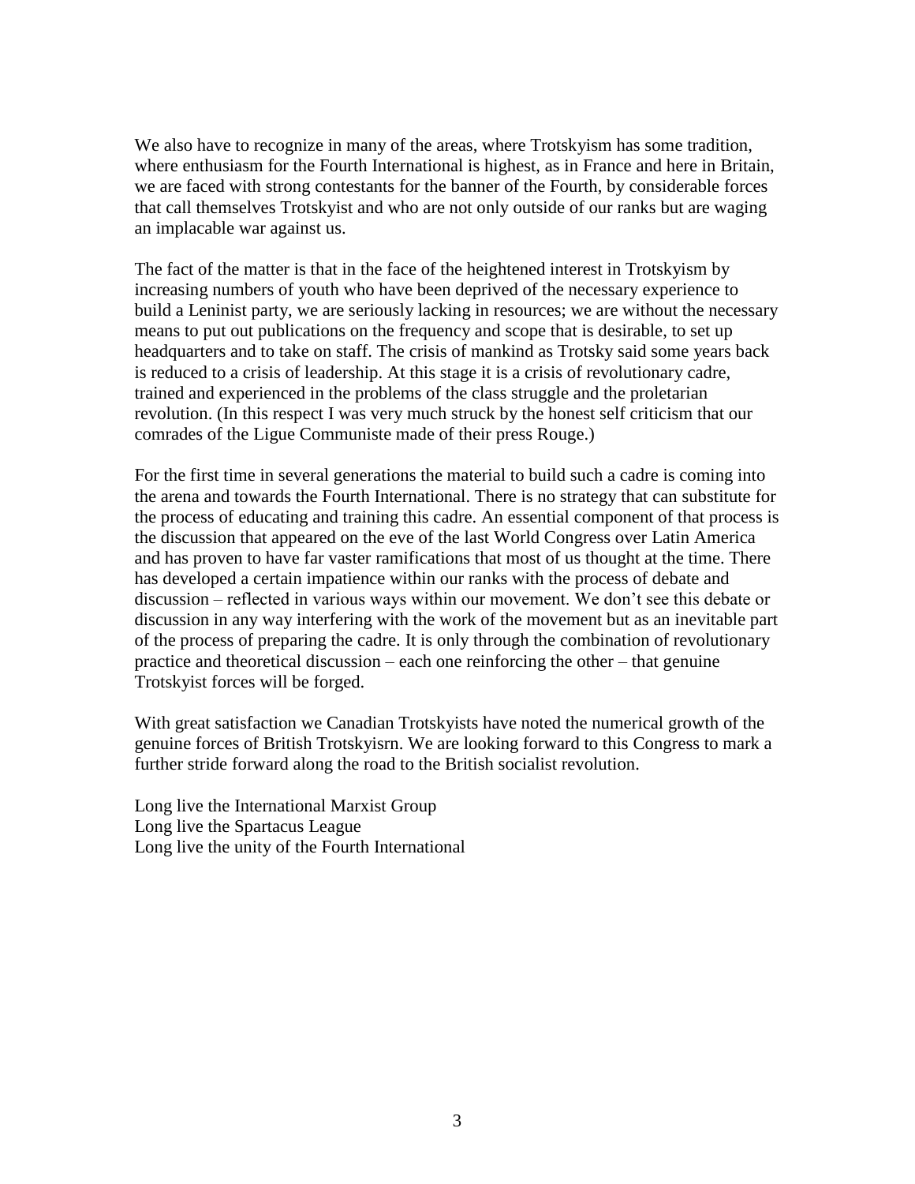We also have to recognize in many of the areas, where Trotskyism has some tradition, where enthusiasm for the Fourth International is highest, as in France and here in Britain, we are faced with strong contestants for the banner of the Fourth, by considerable forces that call themselves Trotskyist and who are not only outside of our ranks but are waging an implacable war against us.

The fact of the matter is that in the face of the heightened interest in Trotskyism by increasing numbers of youth who have been deprived of the necessary experience to build a Leninist party, we are seriously lacking in resources; we are without the necessary means to put out publications on the frequency and scope that is desirable, to set up headquarters and to take on staff. The crisis of mankind as Trotsky said some years back is reduced to a crisis of leadership. At this stage it is a crisis of revolutionary cadre, trained and experienced in the problems of the class struggle and the proletarian revolution. (In this respect I was very much struck by the honest self criticism that our comrades of the Ligue Communiste made of their press Rouge.)

For the first time in several generations the material to build such a cadre is coming into the arena and towards the Fourth International. There is no strategy that can substitute for the process of educating and training this cadre. An essential component of that process is the discussion that appeared on the eve of the last World Congress over Latin America and has proven to have far vaster ramifications that most of us thought at the time. There has developed a certain impatience within our ranks with the process of debate and discussion – reflected in various ways within our movement. We don't see this debate or discussion in any way interfering with the work of the movement but as an inevitable part of the process of preparing the cadre. It is only through the combination of revolutionary practice and theoretical discussion – each one reinforcing the other – that genuine Trotskyist forces will be forged.

With great satisfaction we Canadian Trotskyists have noted the numerical growth of the genuine forces of British Trotskyisrn. We are looking forward to this Congress to mark a further stride forward along the road to the British socialist revolution.

Long live the International Marxist Group
Long live the Spartacus League
Long live the unity of the Fourth International